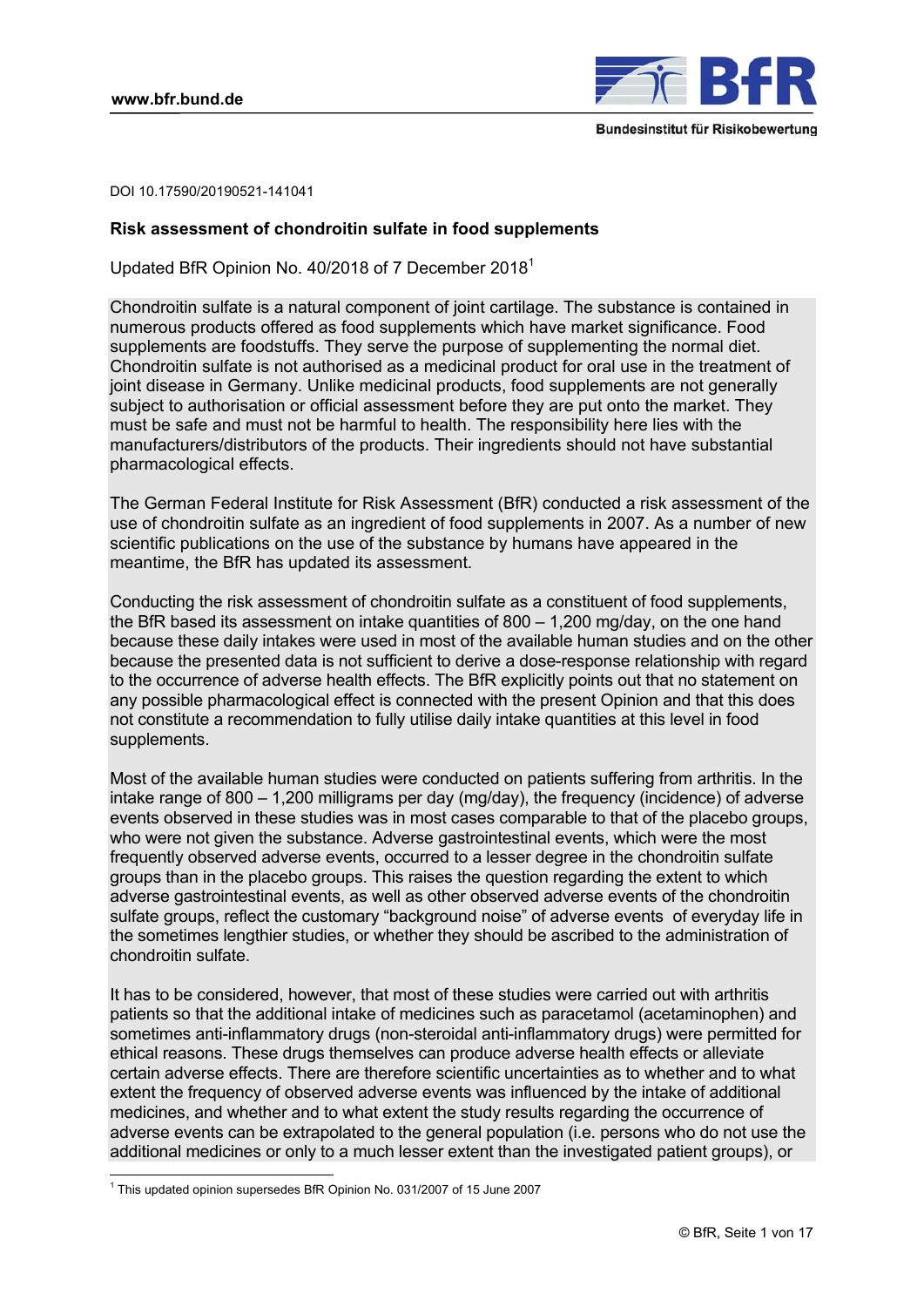DOI 10.17590/20190521-141041

# Risk assessment of chondroitin sulfate in food supplements

Updated BfR Opinion No. 40/2018 of 7 December 2018[1]

Chondroitin sulfate is a natural component of joint cartilage. The substance is contained in numerous products offered as food supplements which have market significance. Food supplements are foodstuffs. They serve the purpose of supplementing the normal diet. Chondroitin sulfate is not authorised as a medicinal product for oral use in the treatment of joint disease in Germany. Unlike medicinal products, food supplements are not generally subject to authorisation or official assessment before they are put onto the market. They must be safe and must not be harmful to health. The responsibility here lies with the manufacturers/distributors of the products. Their ingredients should not have substantial pharmacological effects.

The German Federal Institute for Risk Assessment (BfR) conducted a risk assessment of the use of chondroitin sulfate as an ingredient of food supplements in 2007. As a number of new scientific publications on the use of the substance by humans have appeared in the meantime, the BfR has updated its assessment.

Conducting the risk assessment of chondroitin sulfate as a constituent of food supplements, the BfR based its assessment on intake quantities of 800 – 1,200 mg/day, on the one hand because these daily intakes were used in most of the available human studies and on the other because the presented data is not sufficient to derive a dose-response relationship with regard to the occurrence of adverse health effects. The BfR explicitly points out that no statement on any possible pharmacological effect is connected with the present Opinion and that this does not constitute a recommendation to fully utilise daily intake quantities at this level in food supplements.

Most of the available human studies were conducted on patients suffering from arthritis. In the intake range of 800 – 1,200 milligrams per day (mg/day), the frequency (incidence) of adverse events observed in these studies was in most cases comparable to that of the placebo groups, who were not given the substance. Adverse gastrointestinal events, which were the most frequently observed adverse events, occurred to a lesser degree in the chondroitin sulfate groups than in the placebo groups. This raises the question regarding the extent to which adverse gastrointestinal events, as well as other observed adverse events of the chondroitin sulfate groups, reflect the customary "background noise" of adverse events of everyday life in the sometimes lengthier studies, or whether they should be ascribed to the administration of chondroitin sulfate.

It has to be considered, however, that most of these studies were carried out with arthritis patients so that the additional intake of medicines such as paracetamol (acetaminophen) and sometimes anti-inflammatory drugs (non-steroidal anti-inflammatory drugs) were permitted for ethical reasons. These drugs themselves can produce adverse health effects or alleviate certain adverse effects. There are therefore scientific uncertainties as to whether and to what extent the frequency of observed adverse events was influenced by the intake of additional medicines, and whether and to what extent the study results regarding the occurrence of adverse events can be extrapolated to the general population (i.e. persons who do not use the additional medicines or only to a much lesser extent than the investigated patient groups), or

[1] This updated opinion supersedes BfR Opinion No. 031/2007 of 15 June 2007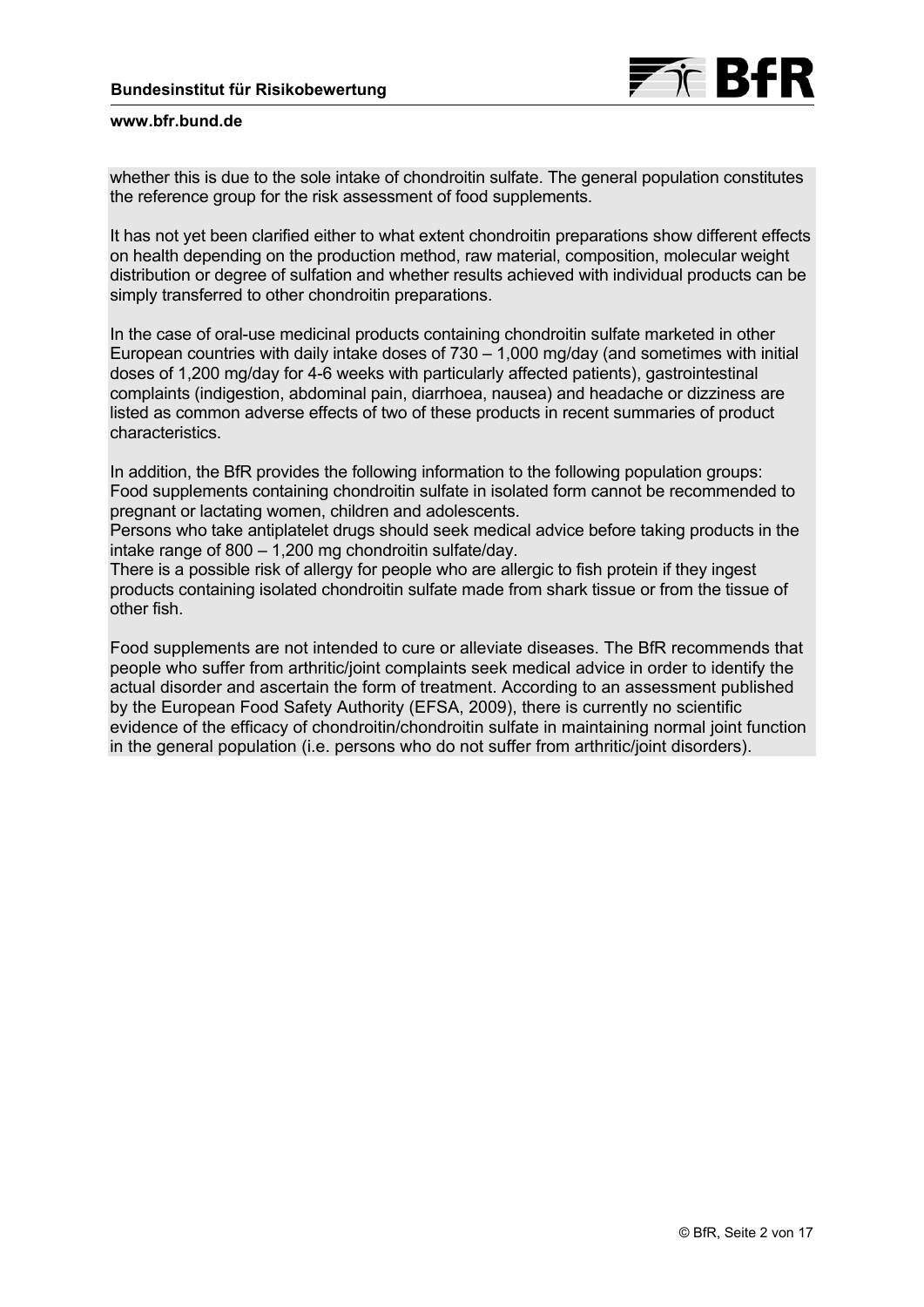whether this is due to the sole intake of chondroitin sulfate. The general population constitutes the reference group for the risk assessment of food supplements.

It has not yet been clarified either to what extent chondroitin preparations show different effects on health depending on the production method, raw material, composition, molecular weight distribution or degree of sulfation and whether results achieved with individual products can be simply transferred to other chondroitin preparations.

In the case of oral-use medicinal products containing chondroitin sulfate marketed in other European countries with daily intake doses of 730 – 1,000 mg/day (and sometimes with initial doses of 1,200 mg/day for 4-6 weeks with particularly affected patients), gastrointestinal complaints (indigestion, abdominal pain, diarrhoea, nausea) and headache or dizziness are listed as common adverse effects of two of these products in recent summaries of product characteristics.

In addition, the BfR provides the following information to the following population groups:
Food supplements containing chondroitin sulfate in isolated form cannot be recommended to pregnant or lactating women, children and adolescents.
Persons who take antiplatelet drugs should seek medical advice before taking products in the intake range of 800 – 1,200 mg chondroitin sulfate/day.
There is a possible risk of allergy for people who are allergic to fish protein if they ingest products containing isolated chondroitin sulfate made from shark tissue or from the tissue of other fish.

Food supplements are not intended to cure or alleviate diseases. The BfR recommends that people who suffer from arthritic/joint complaints seek medical advice in order to identify the actual disorder and ascertain the form of treatment. According to an assessment published by the European Food Safety Authority (EFSA, 2009), there is currently no scientific evidence of the efficacy of chondroitin/chondroitin sulfate in maintaining normal joint function in the general population (i.e. persons who do not suffer from arthritic/joint disorders).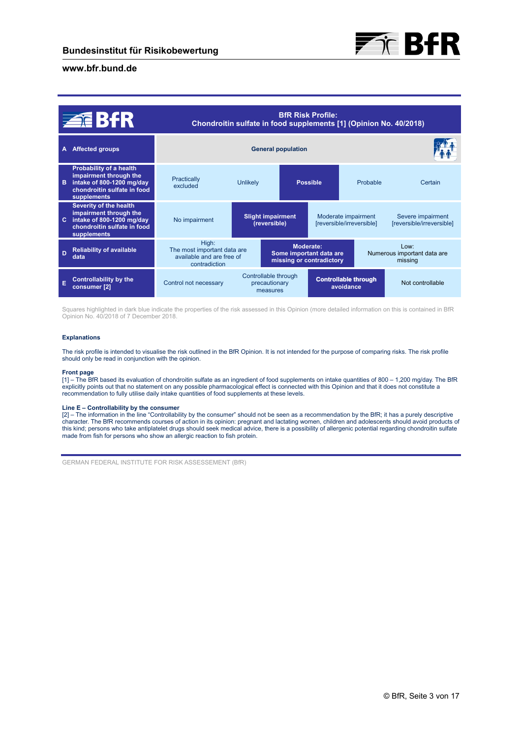**BfR Risk Profile:**
**Chondroitin sulfate in food supplements [1] (Opinion No. 40/2018)**

| | | | | | |
|---|---|---|---|---|---|
| **A Affected groups** | **General population** | | | | |
| **B Probability of a health impairment through the intake of 800-1200 mg/day chondroitin sulfate in food supplements** | Practically excluded | Unlikely | **Possible** | Probable | Certain |
| **C Severity of the health impairment through the intake of 800-1200 mg/day chondroitin sulfate in food supplements** | No impairment | **Slight impairment (reversible)** | Moderate impairment [reversible/irreversible] | Severe impairment [reversible/irreversible] | |
| **D Reliability of available data** | High: The most important data are available and are free of contradiction | **Moderate: Some important data are missing or contradictory** | Low: Numerous important data are missing | | |
| **E Controllability by the consumer [2]** | Control not necessary | Controllable through precautionary measures | **Controllable through avoidance** | Not controllable | |

Squares highlighted in dark blue indicate the properties of the risk assessed in this Opinion (more detailed information on this is contained in BfR Opinion No. 40/2018 of 7 December 2018.

**Explanations**

The risk profile is intended to visualise the risk outlined in the BfR Opinion. It is not intended for the purpose of comparing risks. The risk profile should only be read in conjunction with the opinion.

**Front page**
[1] – The BfR based its evaluation of chondroitin sulfate as an ingredient of food supplements on intake quantities of 800 – 1,200 mg/day. The BfR explicitly points out that no statement on any possible pharmacological effect is connected with this Opinion and that it does not constitute a recommendation to fully utilise daily intake quantities of food supplements at these levels.

**Line E – Controllability by the consumer**
[2] – The information in the line "Controllability by the consumer" should not be seen as a recommendation by the BfR; it has a purely descriptive character. The BfR recommends courses of action in its opinion: pregnant and lactating women, children and adolescents should avoid products of this kind; persons who take antiplatelet drugs should seek medical advice, there is a possibility of allergenic potential regarding chondroitin sulfate made from fish for persons who show an allergic reaction to fish protein.

GERMAN FEDERAL INSTITUTE FOR RISK ASSESSMENT (BfR)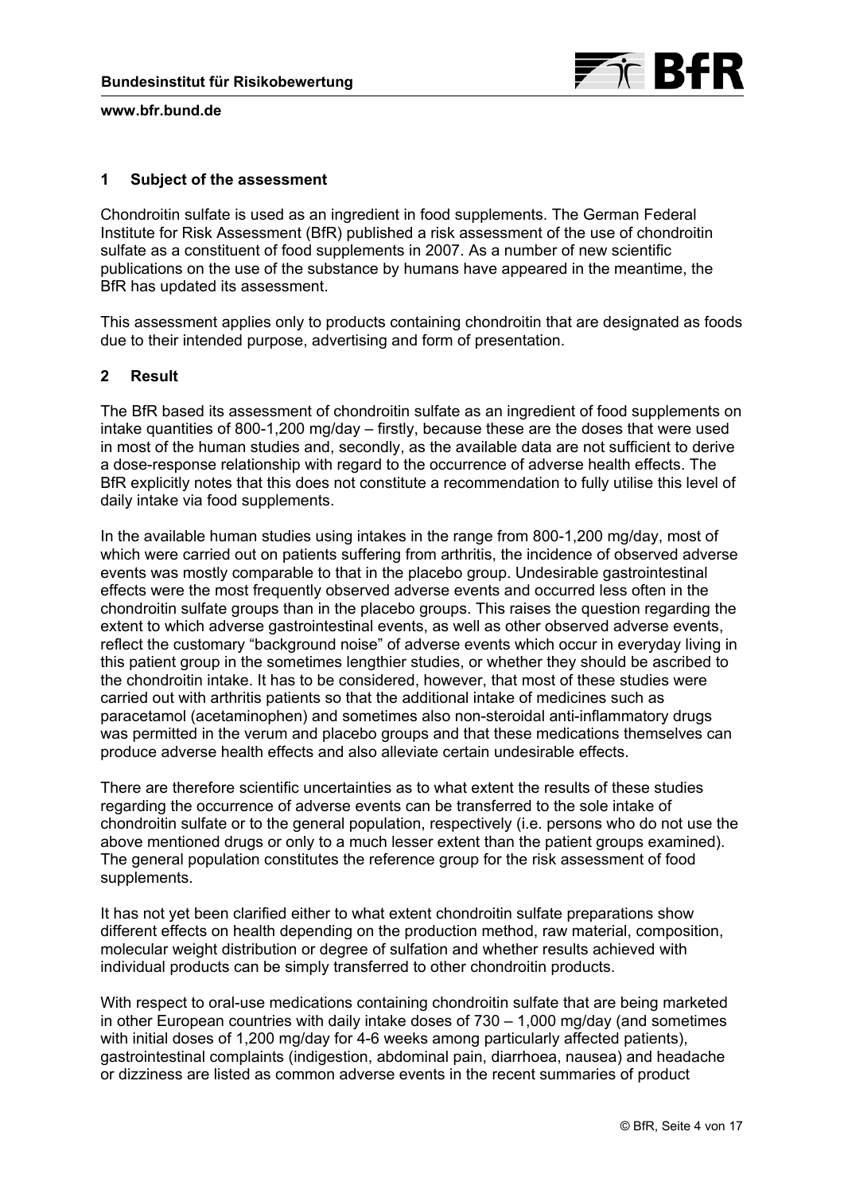## 1 Subject of the assessment

Chondroitin sulfate is used as an ingredient in food supplements. The German Federal Institute for Risk Assessment (BfR) published a risk assessment of the use of chondroitin sulfate as a constituent of food supplements in 2007. As a number of new scientific publications on the use of the substance by humans have appeared in the meantime, the BfR has updated its assessment.

This assessment applies only to products containing chondroitin that are designated as foods due to their intended purpose, advertising and form of presentation.

## 2 Result

The BfR based its assessment of chondroitin sulfate as an ingredient of food supplements on intake quantities of 800-1,200 mg/day – firstly, because these are the doses that were used in most of the human studies and, secondly, as the available data are not sufficient to derive a dose-response relationship with regard to the occurrence of adverse health effects. The BfR explicitly notes that this does not constitute a recommendation to fully utilise this level of daily intake via food supplements.

In the available human studies using intakes in the range from 800-1,200 mg/day, most of which were carried out on patients suffering from arthritis, the incidence of observed adverse events was mostly comparable to that in the placebo group. Undesirable gastrointestinal effects were the most frequently observed adverse events and occurred less often in the chondroitin sulfate groups than in the placebo groups. This raises the question regarding the extent to which adverse gastrointestinal events, as well as other observed adverse events, reflect the customary "background noise" of adverse events which occur in everyday living in this patient group in the sometimes lengthier studies, or whether they should be ascribed to the chondroitin intake. It has to be considered, however, that most of these studies were carried out with arthritis patients so that the additional intake of medicines such as paracetamol (acetaminophen) and sometimes also non-steroidal anti-inflammatory drugs was permitted in the verum and placebo groups and that these medications themselves can produce adverse health effects and also alleviate certain undesirable effects.

There are therefore scientific uncertainties as to what extent the results of these studies regarding the occurrence of adverse events can be transferred to the sole intake of chondroitin sulfate or to the general population, respectively (i.e. persons who do not use the above mentioned drugs or only to a much lesser extent than the patient groups examined). The general population constitutes the reference group for the risk assessment of food supplements.

It has not yet been clarified either to what extent chondroitin sulfate preparations show different effects on health depending on the production method, raw material, composition, molecular weight distribution or degree of sulfation and whether results achieved with individual products can be simply transferred to other chondroitin products.

With respect to oral-use medications containing chondroitin sulfate that are being marketed in other European countries with daily intake doses of 730 – 1,000 mg/day (and sometimes with initial doses of 1,200 mg/day for 4-6 weeks among particularly affected patients), gastrointestinal complaints (indigestion, abdominal pain, diarrhoea, nausea) and headache or dizziness are listed as common adverse events in the recent summaries of product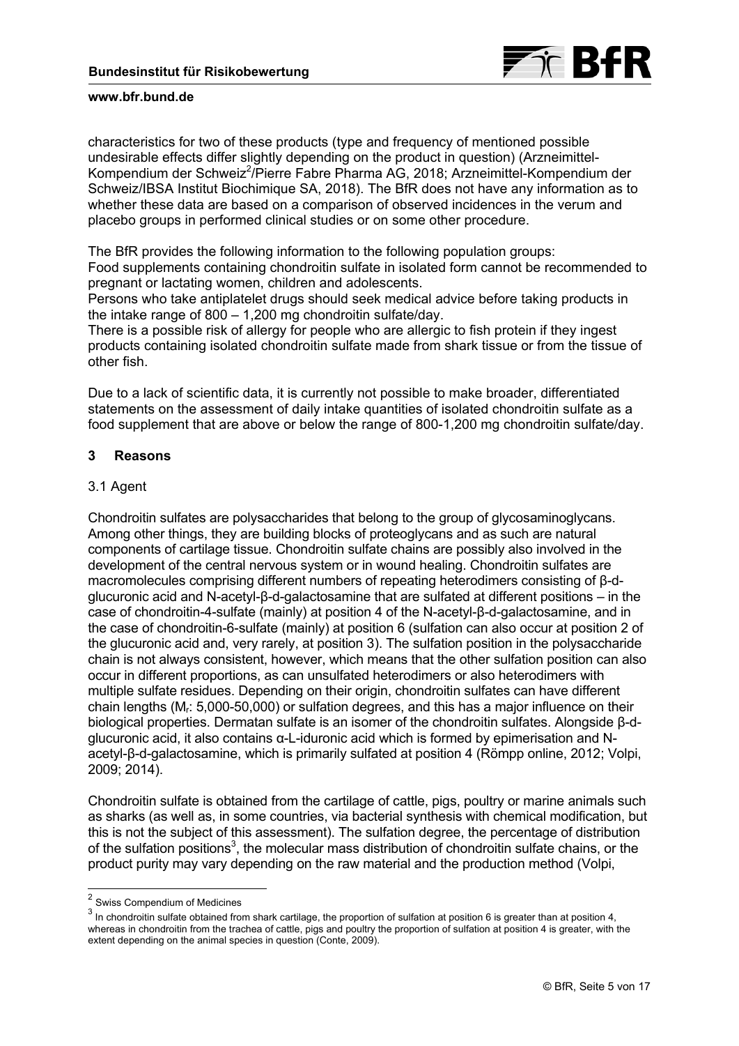characteristics for two of these products (type and frequency of mentioned possible undesirable effects differ slightly depending on the product in question) (Arzneimittel-Kompendium der Schweiz[2]/Pierre Fabre Pharma AG, 2018; Arzneimittel-Kompendium der Schweiz/IBSA Institut Biochimique SA, 2018). The BfR does not have any information as to whether these data are based on a comparison of observed incidences in the verum and placebo groups in performed clinical studies or on some other procedure.

The BfR provides the following information to the following population groups:
Food supplements containing chondroitin sulfate in isolated form cannot be recommended to pregnant or lactating women, children and adolescents.
Persons who take antiplatelet drugs should seek medical advice before taking products in the intake range of 800 – 1,200 mg chondroitin sulfate/day.
There is a possible risk of allergy for people who are allergic to fish protein if they ingest products containing isolated chondroitin sulfate made from shark tissue or from the tissue of other fish.

Due to a lack of scientific data, it is currently not possible to make broader, differentiated statements on the assessment of daily intake quantities of isolated chondroitin sulfate as a food supplement that are above or below the range of 800-1,200 mg chondroitin sulfate/day.

## 3 Reasons

### 3.1 Agent

Chondroitin sulfates are polysaccharides that belong to the group of glycosaminoglycans. Among other things, they are building blocks of proteoglycans and as such are natural components of cartilage tissue. Chondroitin sulfate chains are possibly also involved in the development of the central nervous system or in wound healing. Chondroitin sulfates are macromolecules comprising different numbers of repeating heterodimers consisting of β-d-glucuronic acid and N-acetyl-β-d-galactosamine that are sulfated at different positions – in the case of chondroitin-4-sulfate (mainly) at position 4 of the N-acetyl-β-d-galactosamine, and in the case of chondroitin-6-sulfate (mainly) at position 6 (sulfation can also occur at position 2 of the glucuronic acid and, very rarely, at position 3). The sulfation position in the polysaccharide chain is not always consistent, however, which means that the other sulfation position can also occur in different proportions, as can unsulfated heterodimers or also heterodimers with multiple sulfate residues. Depending on their origin, chondroitin sulfates can have different chain lengths ($M_r$: 5,000-50,000) or sulfation degrees, and this has a major influence on their biological properties. Dermatan sulfate is an isomer of the chondroitin sulfates. Alongside β-d-glucuronic acid, it also contains α-L-iduronic acid which is formed by epimerisation and N-acetyl-β-d-galactosamine, which is primarily sulfated at position 4 (Römpp online, 2012; Volpi, 2009; 2014).

Chondroitin sulfate is obtained from the cartilage of cattle, pigs, poultry or marine animals such as sharks (as well as, in some countries, via bacterial synthesis with chemical modification, but this is not the subject of this assessment). The sulfation degree, the percentage of distribution of the sulfation positions[3], the molecular mass distribution of chondroitin sulfate chains, or the product purity may vary depending on the raw material and the production method (Volpi,

---

[2] Swiss Compendium of Medicines

[3] In chondroitin sulfate obtained from shark cartilage, the proportion of sulfation at position 6 is greater than at position 4, whereas in chondroitin from the trachea of cattle, pigs and poultry the proportion of sulfation at position 4 is greater, with the extent depending on the animal species in question (Conte, 2009).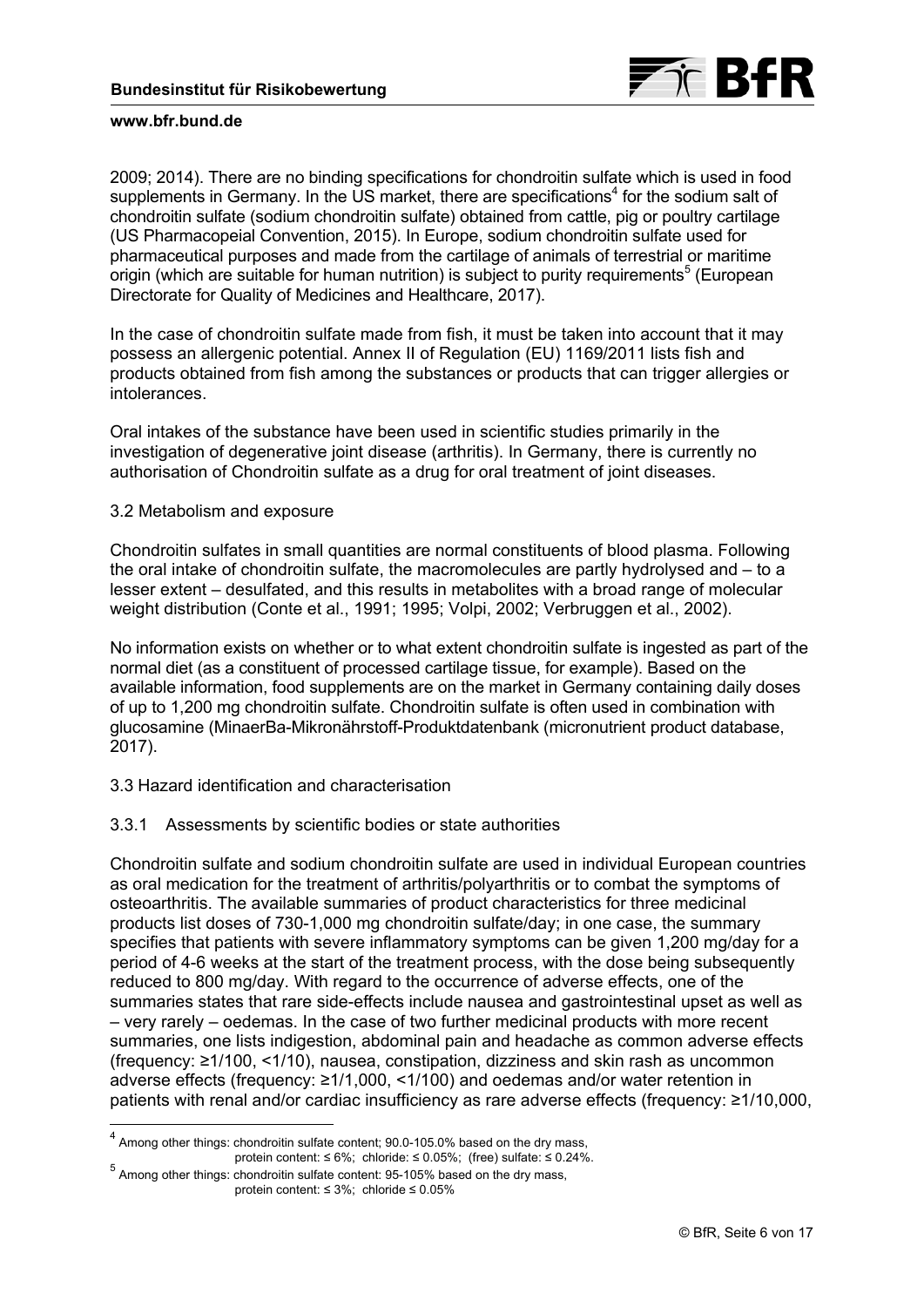2009; 2014). There are no binding specifications for chondroitin sulfate which is used in food supplements in Germany. In the US market, there are specifications[4] for the sodium salt of chondroitin sulfate (sodium chondroitin sulfate) obtained from cattle, pig or poultry cartilage (US Pharmacopeial Convention, 2015). In Europe, sodium chondroitin sulfate used for pharmaceutical purposes and made from the cartilage of animals of terrestrial or maritime origin (which are suitable for human nutrition) is subject to purity requirements[5] (European Directorate for Quality of Medicines and Healthcare, 2017).

In the case of chondroitin sulfate made from fish, it must be taken into account that it may possess an allergenic potential. Annex II of Regulation (EU) 1169/2011 lists fish and products obtained from fish among the substances or products that can trigger allergies or intolerances.

Oral intakes of the substance have been used in scientific studies primarily in the investigation of degenerative joint disease (arthritis). In Germany, there is currently no authorisation of Chondroitin sulfate as a drug for oral treatment of joint diseases.

### 3.2 Metabolism and exposure

Chondroitin sulfates in small quantities are normal constituents of blood plasma. Following the oral intake of chondroitin sulfate, the macromolecules are partly hydrolysed and – to a lesser extent – desulfated, and this results in metabolites with a broad range of molecular weight distribution (Conte et al., 1991; 1995; Volpi, 2002; Verbruggen et al., 2002).

No information exists on whether or to what extent chondroitin sulfate is ingested as part of the normal diet (as a constituent of processed cartilage tissue, for example). Based on the available information, food supplements are on the market in Germany containing daily doses of up to 1,200 mg chondroitin sulfate. Chondroitin sulfate is often used in combination with glucosamine (MinaerBa-Mikronährstoff-Produktdatenbank (micronutrient product database, 2017).

### 3.3 Hazard identification and characterisation

#### 3.3.1 Assessments by scientific bodies or state authorities

Chondroitin sulfate and sodium chondroitin sulfate are used in individual European countries as oral medication for the treatment of arthritis/polyarthritis or to combat the symptoms of osteoarthritis. The available summaries of product characteristics for three medicinal products list doses of 730-1,000 mg chondroitin sulfate/day; in one case, the summary specifies that patients with severe inflammatory symptoms can be given 1,200 mg/day for a period of 4-6 weeks at the start of the treatment process, with the dose being subsequently reduced to 800 mg/day. With regard to the occurrence of adverse effects, one of the summaries states that rare side-effects include nausea and gastrointestinal upset as well as – very rarely – oedemas. In the case of two further medicinal products with more recent summaries, one lists indigestion, abdominal pain and headache as common adverse effects (frequency: ≥1/100, <1/10), nausea, constipation, dizziness and skin rash as uncommon adverse effects (frequency: ≥1/1,000, <1/100) and oedemas and/or water retention in patients with renal and/or cardiac insufficiency as rare adverse effects (frequency: ≥1/10,000,

---

[4] Among other things: chondroitin sulfate content; 90.0-105.0% based on the dry mass, protein content: ≤ 6%; chloride: ≤ 0.05%; (free) sulfate: ≤ 0.24%.

[5] Among other things: chondroitin sulfate content: 95-105% based on the dry mass, protein content: ≤ 3%; chloride ≤ 0.05%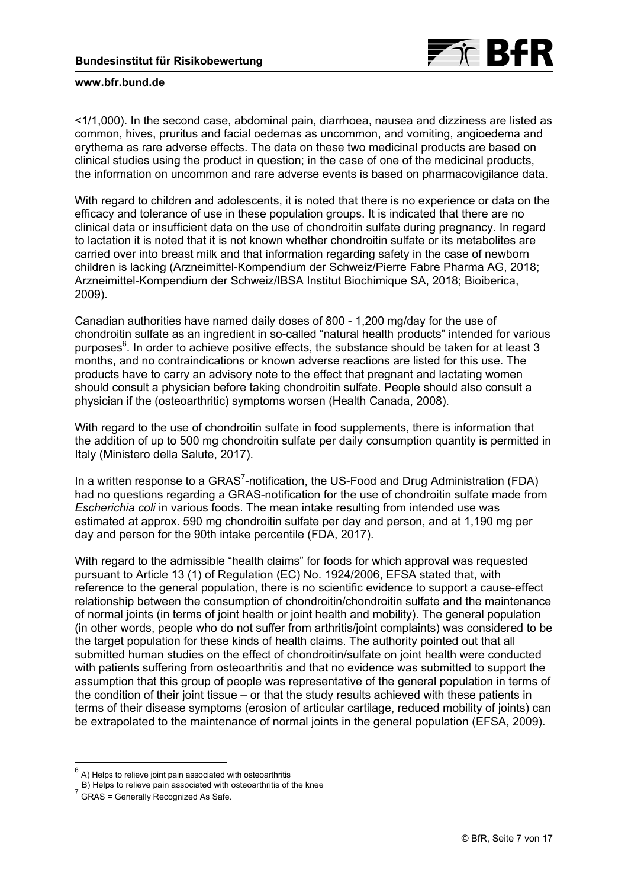<1/1,000). In the second case, abdominal pain, diarrhoea, nausea and dizziness are listed as common, hives, pruritus and facial oedemas as uncommon, and vomiting, angioedema and erythema as rare adverse effects. The data on these two medicinal products are based on clinical studies using the product in question; in the case of one of the medicinal products, the information on uncommon and rare adverse events is based on pharmacovigilance data.

With regard to children and adolescents, it is noted that there is no experience or data on the efficacy and tolerance of use in these population groups. It is indicated that there are no clinical data or insufficient data on the use of chondroitin sulfate during pregnancy. In regard to lactation it is noted that it is not known whether chondroitin sulfate or its metabolites are carried over into breast milk and that information regarding safety in the case of newborn children is lacking (Arzneimittel-Kompendium der Schweiz/Pierre Fabre Pharma AG, 2018; Arzneimittel-Kompendium der Schweiz/IBSA Institut Biochimique SA, 2018; Bioiberica, 2009).

Canadian authorities have named daily doses of 800 - 1,200 mg/day for the use of chondroitin sulfate as an ingredient in so-called "natural health products" intended for various purposes[6]. In order to achieve positive effects, the substance should be taken for at least 3 months, and no contraindications or known adverse reactions are listed for this use. The products have to carry an advisory note to the effect that pregnant and lactating women should consult a physician before taking chondroitin sulfate. People should also consult a physician if the (osteoarthritic) symptoms worsen (Health Canada, 2008).

With regard to the use of chondroitin sulfate in food supplements, there is information that the addition of up to 500 mg chondroitin sulfate per daily consumption quantity is permitted in Italy (Ministero della Salute, 2017).

In a written response to a GRAS[7]-notification, the US-Food and Drug Administration (FDA) had no questions regarding a GRAS-notification for the use of chondroitin sulfate made from *Escherichia coli* in various foods. The mean intake resulting from intended use was estimated at approx. 590 mg chondroitin sulfate per day and person, and at 1,190 mg per day and person for the 90th intake percentile (FDA, 2017).

With regard to the admissible "health claims" for foods for which approval was requested pursuant to Article 13 (1) of Regulation (EC) No. 1924/2006, EFSA stated that, with reference to the general population, there is no scientific evidence to support a cause-effect relationship between the consumption of chondroitin/chondroitin sulfate and the maintenance of normal joints (in terms of joint health or joint health and mobility). The general population (in other words, people who do not suffer from arthritis/joint complaints) was considered to be the target population for these kinds of health claims. The authority pointed out that all submitted human studies on the effect of chondroitin/sulfate on joint health were conducted with patients suffering from osteoarthritis and that no evidence was submitted to support the assumption that this group of people was representative of the general population in terms of the condition of their joint tissue – or that the study results achieved with these patients in terms of their disease symptoms (erosion of articular cartilage, reduced mobility of joints) can be extrapolated to the maintenance of normal joints in the general population (EFSA, 2009).

---

[6] A) Helps to relieve joint pain associated with osteoarthritis
B) Helps to relieve pain associated with osteoarthritis of the knee

[7] GRAS = Generally Recognized As Safe.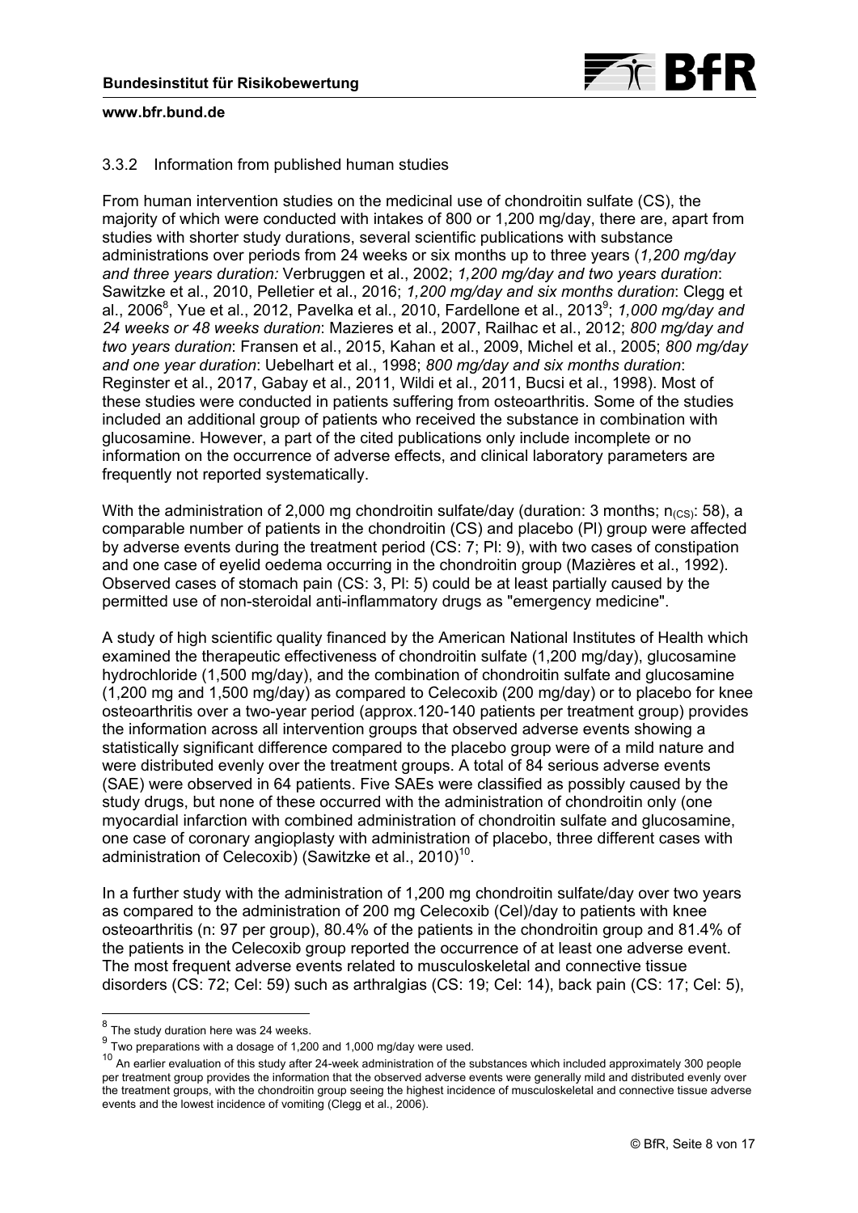### 3.3.2 Information from published human studies

From human intervention studies on the medicinal use of chondroitin sulfate (CS), the majority of which were conducted with intakes of 800 or 1,200 mg/day, there are, apart from studies with shorter study durations, several scientific publications with substance administrations over periods from 24 weeks or six months up to three years (*1,200 mg/day and three years duration:* Verbruggen et al., 2002; *1,200 mg/day and two years duration*: Sawitzke et al., 2010, Pelletier et al., 2016; *1,200 mg/day and six months duration*: Clegg et al., 2006[8], Yue et al., 2012, Pavelka et al., 2010, Fardellone et al., 2013[9]; *1,000 mg/day and 24 weeks or 48 weeks duration*: Mazieres et al., 2007, Railhac et al., 2012; *800 mg/day and two years duration*: Fransen et al., 2015, Kahan et al., 2009, Michel et al., 2005; *800 mg/day and one year duration*: Uebelhart et al., 1998; *800 mg/day and six months duration*: Reginster et al., 2017, Gabay et al., 2011, Wildi et al., 2011, Bucsi et al., 1998). Most of these studies were conducted in patients suffering from osteoarthritis. Some of the studies included an additional group of patients who received the substance in combination with glucosamine. However, a part of the cited publications only include incomplete or no information on the occurrence of adverse effects, and clinical laboratory parameters are frequently not reported systematically.

With the administration of 2,000 mg chondroitin sulfate/day (duration: 3 months; $n_{(CS)}$: 58), a comparable number of patients in the chondroitin (CS) and placebo (Pl) group were affected by adverse events during the treatment period (CS: 7; Pl: 9), with two cases of constipation and one case of eyelid oedema occurring in the chondroitin group (Mazières et al., 1992). Observed cases of stomach pain (CS: 3, Pl: 5) could be at least partially caused by the permitted use of non-steroidal anti-inflammatory drugs as "emergency medicine".

A study of high scientific quality financed by the American National Institutes of Health which examined the therapeutic effectiveness of chondroitin sulfate (1,200 mg/day), glucosamine hydrochloride (1,500 mg/day), and the combination of chondroitin sulfate and glucosamine (1,200 mg and 1,500 mg/day) as compared to Celecoxib (200 mg/day) or to placebo for knee osteoarthritis over a two-year period (approx.120-140 patients per treatment group) provides the information across all intervention groups that observed adverse events showing a statistically significant difference compared to the placebo group were of a mild nature and were distributed evenly over the treatment groups. A total of 84 serious adverse events (SAE) were observed in 64 patients. Five SAEs were classified as possibly caused by the study drugs, but none of these occurred with the administration of chondroitin only (one myocardial infarction with combined administration of chondroitin sulfate and glucosamine, one case of coronary angioplasty with administration of placebo, three different cases with administration of Celecoxib) (Sawitzke et al., 2010)[10].

In a further study with the administration of 1,200 mg chondroitin sulfate/day over two years as compared to the administration of 200 mg Celecoxib (Cel)/day to patients with knee osteoarthritis (n: 97 per group), 80.4% of the patients in the chondroitin group and 81.4% of the patients in the Celecoxib group reported the occurrence of at least one adverse event. The most frequent adverse events related to musculoskeletal and connective tissue disorders (CS: 72; Cel: 59) such as arthralgias (CS: 19; Cel: 14), back pain (CS: 17; Cel: 5),

---

[8] The study duration here was 24 weeks.

[9] Two preparations with a dosage of 1,200 and 1,000 mg/day were used.

[10] An earlier evaluation of this study after 24-week administration of the substances which included approximately 300 people per treatment group provides the information that the observed adverse events were generally mild and distributed evenly over the treatment groups, with the chondroitin group seeing the highest incidence of musculoskeletal and connective tissue adverse events and the lowest incidence of vomiting (Clegg et al., 2006).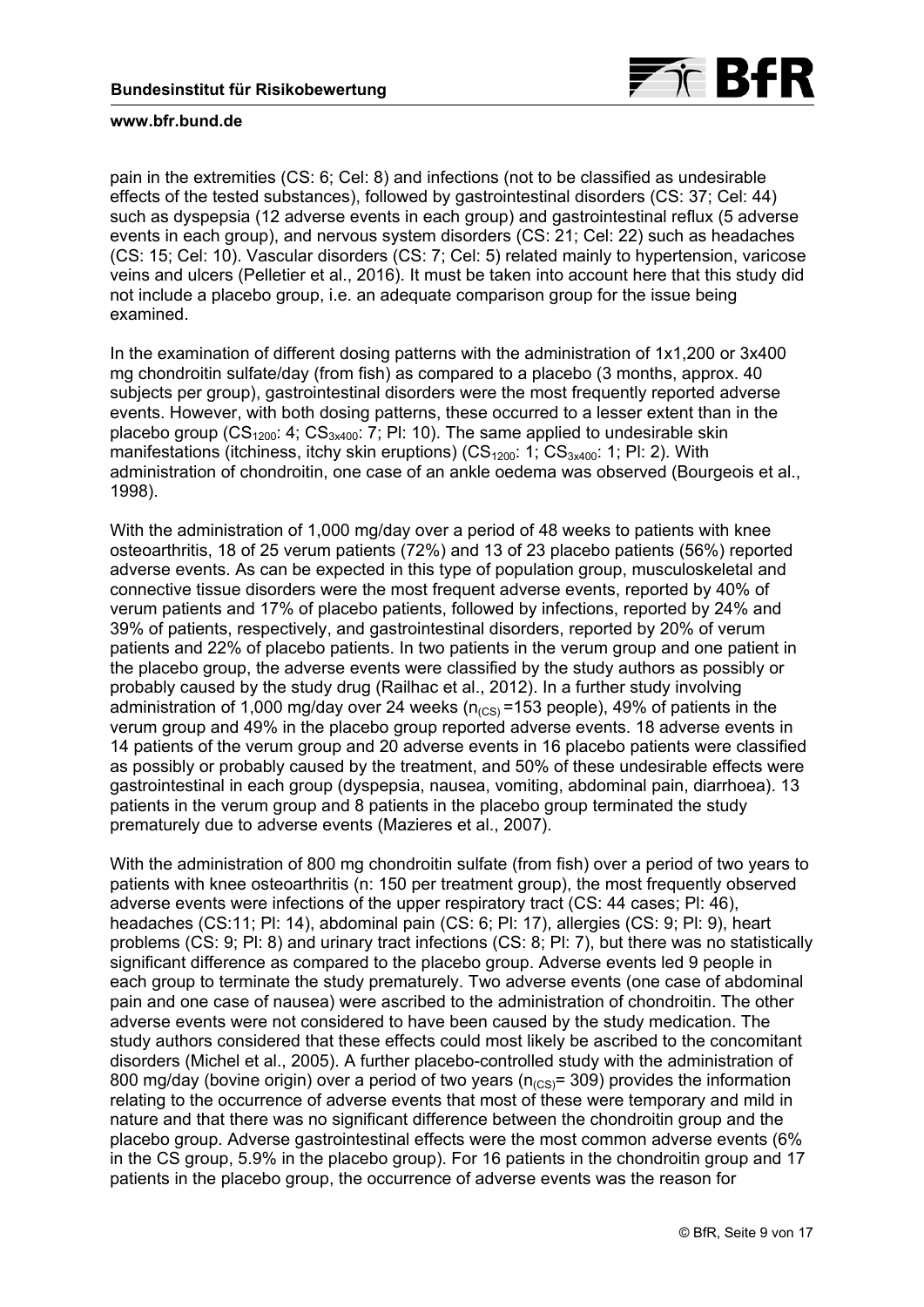pain in the extremities (CS: 6; Cel: 8) and infections (not to be classified as undesirable effects of the tested substances), followed by gastrointestinal disorders (CS: 37; Cel: 44) such as dyspepsia (12 adverse events in each group) and gastrointestinal reflux (5 adverse events in each group), and nervous system disorders (CS: 21; Cel: 22) such as headaches (CS: 15; Cel: 10). Vascular disorders (CS: 7; Cel: 5) related mainly to hypertension, varicose veins and ulcers (Pelletier et al., 2016). It must be taken into account here that this study did not include a placebo group, i.e. an adequate comparison group for the issue being examined.

In the examination of different dosing patterns with the administration of 1x1,200 or 3x400 mg chondroitin sulfate/day (from fish) as compared to a placebo (3 months, approx. 40 subjects per group), gastrointestinal disorders were the most frequently reported adverse events. However, with both dosing patterns, these occurred to a lesser extent than in the placebo group ($CS_{1200}$: 4; $CS_{3x400}$: 7; Pl: 10). The same applied to undesirable skin manifestations (itchiness, itchy skin eruptions) ($CS_{1200}$: 1; $CS_{3x400}$: 1; Pl: 2). With administration of chondroitin, one case of an ankle oedema was observed (Bourgeois et al., 1998).

With the administration of 1,000 mg/day over a period of 48 weeks to patients with knee osteoarthritis, 18 of 25 verum patients (72%) and 13 of 23 placebo patients (56%) reported adverse events. As can be expected in this type of population group, musculoskeletal and connective tissue disorders were the most frequent adverse events, reported by 40% of verum patients and 17% of placebo patients, followed by infections, reported by 24% and 39% of patients, respectively, and gastrointestinal disorders, reported by 20% of verum patients and 22% of placebo patients. In two patients in the verum group and one patient in the placebo group, the adverse events were classified by the study authors as possibly or probably caused by the study drug (Railhac et al., 2012). In a further study involving administration of 1,000 mg/day over 24 weeks ($n_{(CS)}$ =153 people), 49% of patients in the verum group and 49% in the placebo group reported adverse events. 18 adverse events in 14 patients of the verum group and 20 adverse events in 16 placebo patients were classified as possibly or probably caused by the treatment, and 50% of these undesirable effects were gastrointestinal in each group (dyspepsia, nausea, vomiting, abdominal pain, diarrhoea). 13 patients in the verum group and 8 patients in the placebo group terminated the study prematurely due to adverse events (Mazieres et al., 2007).

With the administration of 800 mg chondroitin sulfate (from fish) over a period of two years to patients with knee osteoarthritis (n: 150 per treatment group), the most frequently observed adverse events were infections of the upper respiratory tract (CS: 44 cases; Pl: 46), headaches (CS:11; Pl: 14), abdominal pain (CS: 6; Pl: 17), allergies (CS: 9; Pl: 9), heart problems (CS: 9; Pl: 8) and urinary tract infections (CS: 8; Pl: 7), but there was no statistically significant difference as compared to the placebo group. Adverse events led 9 people in each group to terminate the study prematurely. Two adverse events (one case of abdominal pain and one case of nausea) were ascribed to the administration of chondroitin. The other adverse events were not considered to have been caused by the study medication. The study authors considered that these effects could most likely be ascribed to the concomitant disorders (Michel et al., 2005). A further placebo-controlled study with the administration of 800 mg/day (bovine origin) over a period of two years ($n_{(CS)}$= 309) provides the information relating to the occurrence of adverse events that most of these were temporary and mild in nature and that there was no significant difference between the chondroitin group and the placebo group. Adverse gastrointestinal effects were the most common adverse events (6% in the CS group, 5.9% in the placebo group). For 16 patients in the chondroitin group and 17 patients in the placebo group, the occurrence of adverse events was the reason for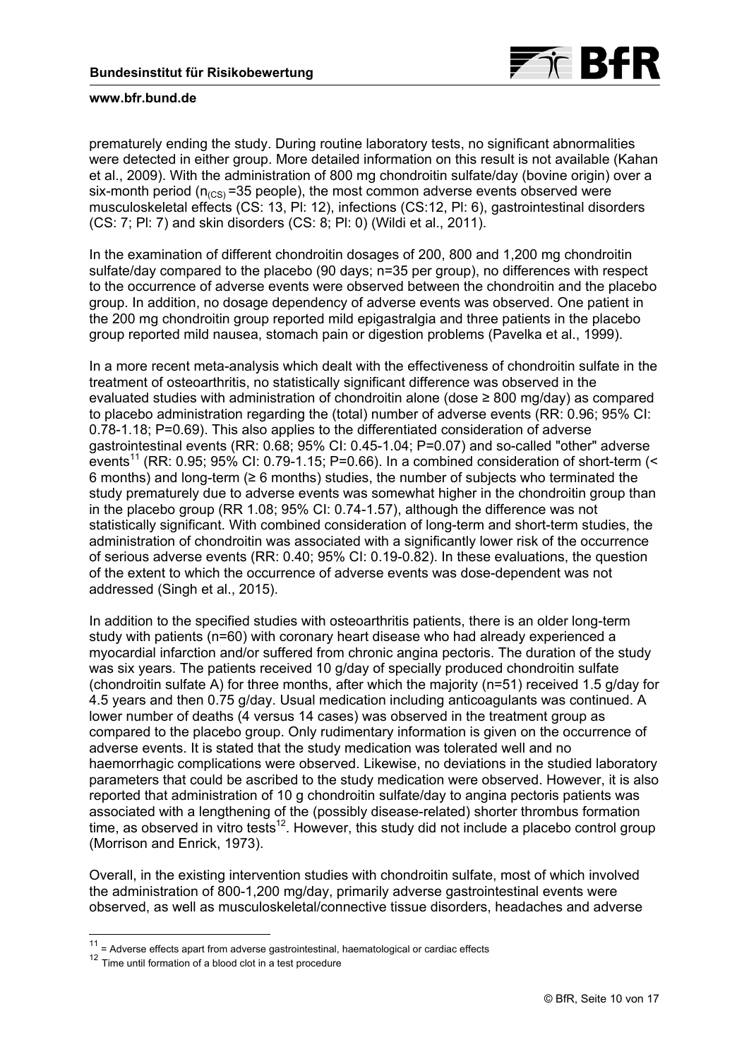prematurely ending the study. During routine laboratory tests, no significant abnormalities were detected in either group. More detailed information on this result is not available (Kahan et al., 2009). With the administration of 800 mg chondroitin sulfate/day (bovine origin) over a six-month period ($n_{(CS)}$ =35 people), the most common adverse events observed were musculoskeletal effects (CS: 13, Pl: 12), infections (CS:12, Pl: 6), gastrointestinal disorders (CS: 7; Pl: 7) and skin disorders (CS: 8; Pl: 0) (Wildi et al., 2011).

In the examination of different chondroitin dosages of 200, 800 and 1,200 mg chondroitin sulfate/day compared to the placebo (90 days; n=35 per group), no differences with respect to the occurrence of adverse events were observed between the chondroitin and the placebo group. In addition, no dosage dependency of adverse events was observed. One patient in the 200 mg chondroitin group reported mild epigastralgia and three patients in the placebo group reported mild nausea, stomach pain or digestion problems (Pavelka et al., 1999).

In a more recent meta-analysis which dealt with the effectiveness of chondroitin sulfate in the treatment of osteoarthritis, no statistically significant difference was observed in the evaluated studies with administration of chondroitin alone (dose ≥ 800 mg/day) as compared to placebo administration regarding the (total) number of adverse events (RR: 0.96; 95% CI: 0.78-1.18; P=0.69). This also applies to the differentiated consideration of adverse gastrointestinal events (RR: 0.68; 95% CI: 0.45-1.04; P=0.07) and so-called "other" adverse events[11] (RR: 0.95; 95% CI: 0.79-1.15; P=0.66). In a combined consideration of short-term (< 6 months) and long-term (≥ 6 months) studies, the number of subjects who terminated the study prematurely due to adverse events was somewhat higher in the chondroitin group than in the placebo group (RR 1.08; 95% CI: 0.74-1.57), although the difference was not statistically significant. With combined consideration of long-term and short-term studies, the administration of chondroitin was associated with a significantly lower risk of the occurrence of serious adverse events (RR: 0.40; 95% CI: 0.19-0.82). In these evaluations, the question of the extent to which the occurrence of adverse events was dose-dependent was not addressed (Singh et al., 2015).

In addition to the specified studies with osteoarthritis patients, there is an older long-term study with patients (n=60) with coronary heart disease who had already experienced a myocardial infarction and/or suffered from chronic angina pectoris. The duration of the study was six years. The patients received 10 g/day of specially produced chondroitin sulfate (chondroitin sulfate A) for three months, after which the majority (n=51) received 1.5 g/day for 4.5 years and then 0.75 g/day. Usual medication including anticoagulants was continued. A lower number of deaths (4 versus 14 cases) was observed in the treatment group as compared to the placebo group. Only rudimentary information is given on the occurrence of adverse events. It is stated that the study medication was tolerated well and no haemorrhagic complications were observed. Likewise, no deviations in the studied laboratory parameters that could be ascribed to the study medication were observed. However, it is also reported that administration of 10 g chondroitin sulfate/day to angina pectoris patients was associated with a lengthening of the (possibly disease-related) shorter thrombus formation time, as observed in vitro tests[12]. However, this study did not include a placebo control group (Morrison and Enrick, 1973).

Overall, in the existing intervention studies with chondroitin sulfate, most of which involved the administration of 800-1,200 mg/day, primarily adverse gastrointestinal events were observed, as well as musculoskeletal/connective tissue disorders, headaches and adverse

[11] = Adverse effects apart from adverse gastrointestinal, haematological or cardiac effects

[12] Time until formation of a blood clot in a test procedure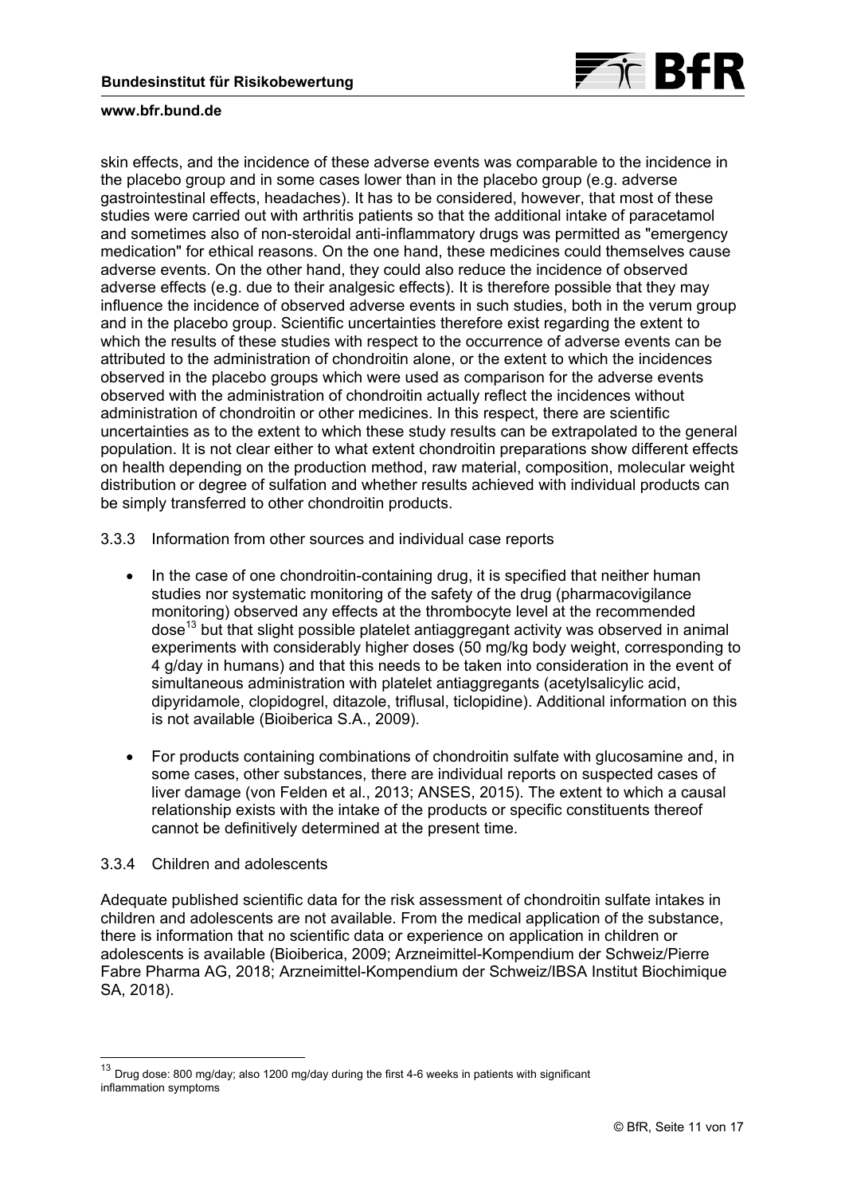skin effects, and the incidence of these adverse events was comparable to the incidence in the placebo group and in some cases lower than in the placebo group (e.g. adverse gastrointestinal effects, headaches). It has to be considered, however, that most of these studies were carried out with arthritis patients so that the additional intake of paracetamol and sometimes also of non-steroidal anti-inflammatory drugs was permitted as "emergency medication" for ethical reasons. On the one hand, these medicines could themselves cause adverse events. On the other hand, they could also reduce the incidence of observed adverse effects (e.g. due to their analgesic effects). It is therefore possible that they may influence the incidence of observed adverse events in such studies, both in the verum group and in the placebo group. Scientific uncertainties therefore exist regarding the extent to which the results of these studies with respect to the occurrence of adverse events can be attributed to the administration of chondroitin alone, or the extent to which the incidences observed in the placebo groups which were used as comparison for the adverse events observed with the administration of chondroitin actually reflect the incidences without administration of chondroitin or other medicines. In this respect, there are scientific uncertainties as to the extent to which these study results can be extrapolated to the general population. It is not clear either to what extent chondroitin preparations show different effects on health depending on the production method, raw material, composition, molecular weight distribution or degree of sulfation and whether results achieved with individual products can be simply transferred to other chondroitin products.

### 3.3.3 Information from other sources and individual case reports

- In the case of one chondroitin-containing drug, it is specified that neither human studies nor systematic monitoring of the safety of the drug (pharmacovigilance monitoring) observed any effects at the thrombocyte level at the recommended dose[13] but that slight possible platelet antiaggregant activity was observed in animal experiments with considerably higher doses (50 mg/kg body weight, corresponding to 4 g/day in humans) and that this needs to be taken into consideration in the event of simultaneous administration with platelet antiaggregants (acetylsalicylic acid, dipyridamole, clopidogrel, ditazole, triflusal, ticlopidine). Additional information on this is not available (Bioiberica S.A., 2009).

- For products containing combinations of chondroitin sulfate with glucosamine and, in some cases, other substances, there are individual reports on suspected cases of liver damage (von Felden et al., 2013; ANSES, 2015). The extent to which a causal relationship exists with the intake of the products or specific constituents thereof cannot be definitively determined at the present time.

### 3.3.4 Children and adolescents

Adequate published scientific data for the risk assessment of chondroitin sulfate intakes in children and adolescents are not available. From the medical application of the substance, there is information that no scientific data or experience on application in children or adolescents is available (Bioiberica, 2009; Arzneimittel-Kompendium der Schweiz/Pierre Fabre Pharma AG, 2018; Arzneimittel-Kompendium der Schweiz/IBSA Institut Biochimique SA, 2018).

---

[13] Drug dose: 800 mg/day; also 1200 mg/day during the first 4-6 weeks in patients with significant inflammation symptoms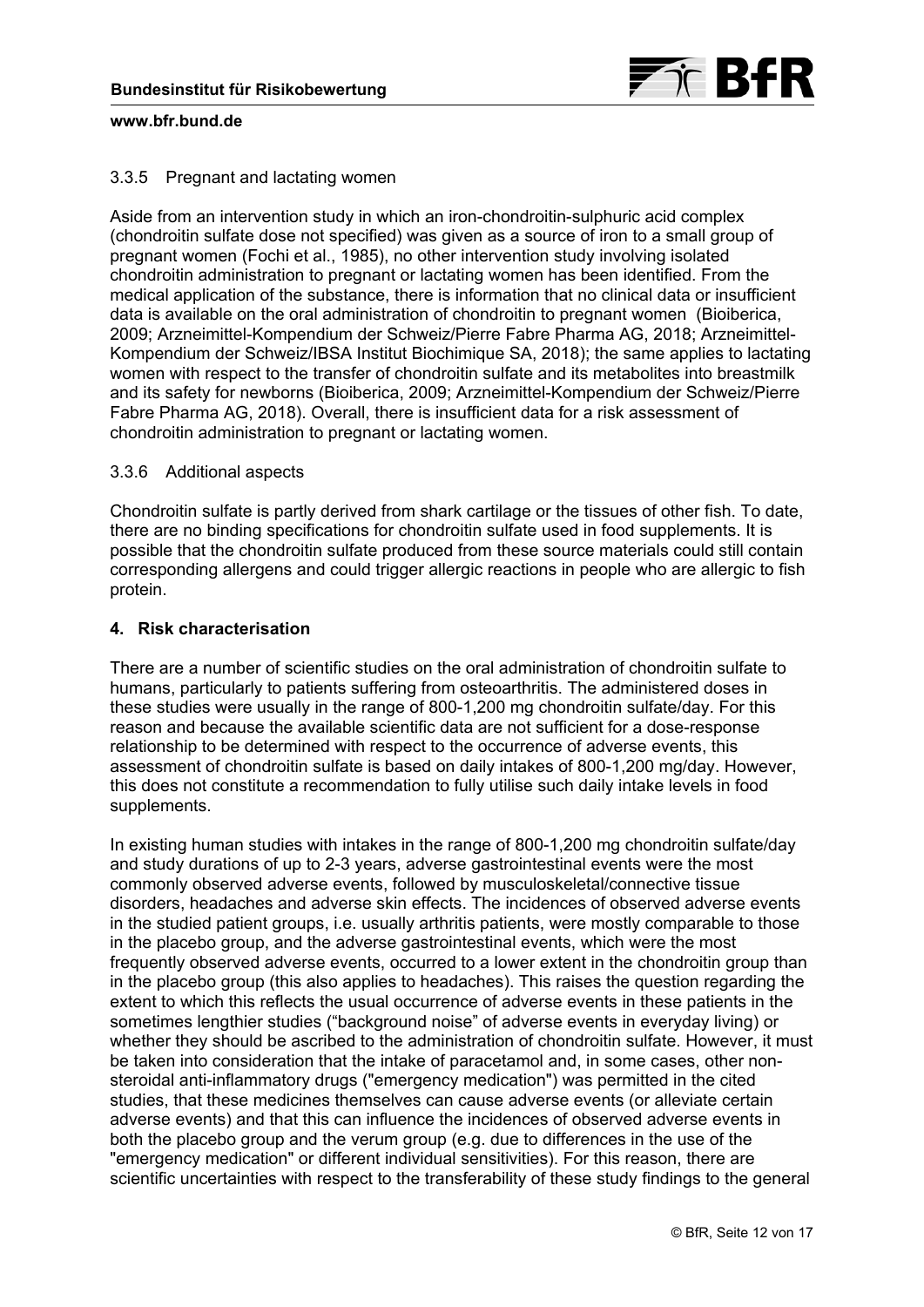### 3.3.5 Pregnant and lactating women

Aside from an intervention study in which an iron-chondroitin-sulphuric acid complex (chondroitin sulfate dose not specified) was given as a source of iron to a small group of pregnant women (Fochi et al., 1985), no other intervention study involving isolated chondroitin administration to pregnant or lactating women has been identified. From the medical application of the substance, there is information that no clinical data or insufficient data is available on the oral administration of chondroitin to pregnant women (Bioiberica, 2009; Arzneimittel-Kompendium der Schweiz/Pierre Fabre Pharma AG, 2018; Arzneimittel-Kompendium der Schweiz/IBSA Institut Biochimique SA, 2018); the same applies to lactating women with respect to the transfer of chondroitin sulfate and its metabolites into breastmilk and its safety for newborns (Bioiberica, 2009; Arzneimittel-Kompendium der Schweiz/Pierre Fabre Pharma AG, 2018). Overall, there is insufficient data for a risk assessment of chondroitin administration to pregnant or lactating women.

### 3.3.6 Additional aspects

Chondroitin sulfate is partly derived from shark cartilage or the tissues of other fish. To date, there are no binding specifications for chondroitin sulfate used in food supplements. It is possible that the chondroitin sulfate produced from these source materials could still contain corresponding allergens and could trigger allergic reactions in people who are allergic to fish protein.

## 4. Risk characterisation

There are a number of scientific studies on the oral administration of chondroitin sulfate to humans, particularly to patients suffering from osteoarthritis. The administered doses in these studies were usually in the range of 800-1,200 mg chondroitin sulfate/day. For this reason and because the available scientific data are not sufficient for a dose-response relationship to be determined with respect to the occurrence of adverse events, this assessment of chondroitin sulfate is based on daily intakes of 800-1,200 mg/day. However, this does not constitute a recommendation to fully utilise such daily intake levels in food supplements.

In existing human studies with intakes in the range of 800-1,200 mg chondroitin sulfate/day and study durations of up to 2-3 years, adverse gastrointestinal events were the most commonly observed adverse events, followed by musculoskeletal/connective tissue disorders, headaches and adverse skin effects. The incidences of observed adverse events in the studied patient groups, i.e. usually arthritis patients, were mostly comparable to those in the placebo group, and the adverse gastrointestinal events, which were the most frequently observed adverse events, occurred to a lower extent in the chondroitin group than in the placebo group (this also applies to headaches). This raises the question regarding the extent to which this reflects the usual occurrence of adverse events in these patients in the sometimes lengthier studies ("background noise" of adverse events in everyday living) or whether they should be ascribed to the administration of chondroitin sulfate. However, it must be taken into consideration that the intake of paracetamol and, in some cases, other non-steroidal anti-inflammatory drugs ("emergency medication") was permitted in the cited studies, that these medicines themselves can cause adverse events (or alleviate certain adverse events) and that this can influence the incidences of observed adverse events in both the placebo group and the verum group (e.g. due to differences in the use of the "emergency medication" or different individual sensitivities). For this reason, there are scientific uncertainties with respect to the transferability of these study findings to the general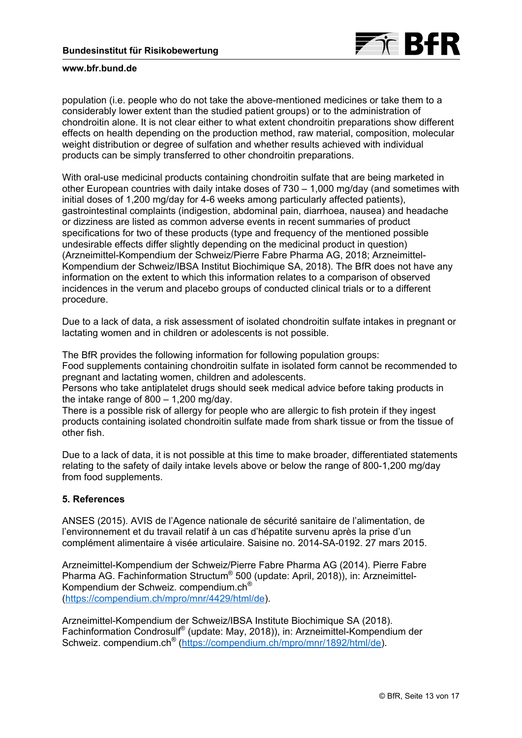population (i.e. people who do not take the above-mentioned medicines or take them to a considerably lower extent than the studied patient groups) or to the administration of chondroitin alone. It is not clear either to what extent chondroitin preparations show different effects on health depending on the production method, raw material, composition, molecular weight distribution or degree of sulfation and whether results achieved with individual products can be simply transferred to other chondroitin preparations.

With oral-use medicinal products containing chondroitin sulfate that are being marketed in other European countries with daily intake doses of 730 – 1,000 mg/day (and sometimes with initial doses of 1,200 mg/day for 4-6 weeks among particularly affected patients), gastrointestinal complaints (indigestion, abdominal pain, diarrhoea, nausea) and headache or dizziness are listed as common adverse events in recent summaries of product specifications for two of these products (type and frequency of the mentioned possible undesirable effects differ slightly depending on the medicinal product in question) (Arzneimittel-Kompendium der Schweiz/Pierre Fabre Pharma AG, 2018; Arzneimittel-Kompendium der Schweiz/IBSA Institut Biochimique SA, 2018). The BfR does not have any information on the extent to which this information relates to a comparison of observed incidences in the verum and placebo groups of conducted clinical trials or to a different procedure.

Due to a lack of data, a risk assessment of isolated chondroitin sulfate intakes in pregnant or lactating women and in children or adolescents is not possible.

The BfR provides the following information for following population groups:
Food supplements containing chondroitin sulfate in isolated form cannot be recommended to pregnant and lactating women, children and adolescents.
Persons who take antiplatelet drugs should seek medical advice before taking products in the intake range of 800 – 1,200 mg/day.
There is a possible risk of allergy for people who are allergic to fish protein if they ingest products containing isolated chondroitin sulfate made from shark tissue or from the tissue of other fish.

Due to a lack of data, it is not possible at this time to make broader, differentiated statements relating to the safety of daily intake levels above or below the range of 800-1,200 mg/day from food supplements.

## 5. References

ANSES (2015). AVIS de l'Agence nationale de sécurité sanitaire de l'alimentation, de l'environnement et du travail relatif à un cas d'hépatite survenu après la prise d'un complément alimentaire à visée articulaire. Saisine no. 2014-SA-0192. 27 mars 2015.

Arzneimittel-Kompendium der Schweiz/Pierre Fabre Pharma AG (2014). Pierre Fabre Pharma AG. Fachinformation Structum® 500 (update: April, 2018)), in: Arzneimittel-Kompendium der Schweiz. compendium.ch® (https://compendium.ch/mpro/mnr/4429/html/de).

Arzneimittel-Kompendium der Schweiz/IBSA Institute Biochimique SA (2018). Fachinformation Condrosulf® (update: May, 2018)), in: Arzneimittel-Kompendium der Schweiz. compendium.ch® (https://compendium.ch/mpro/mnr/1892/html/de).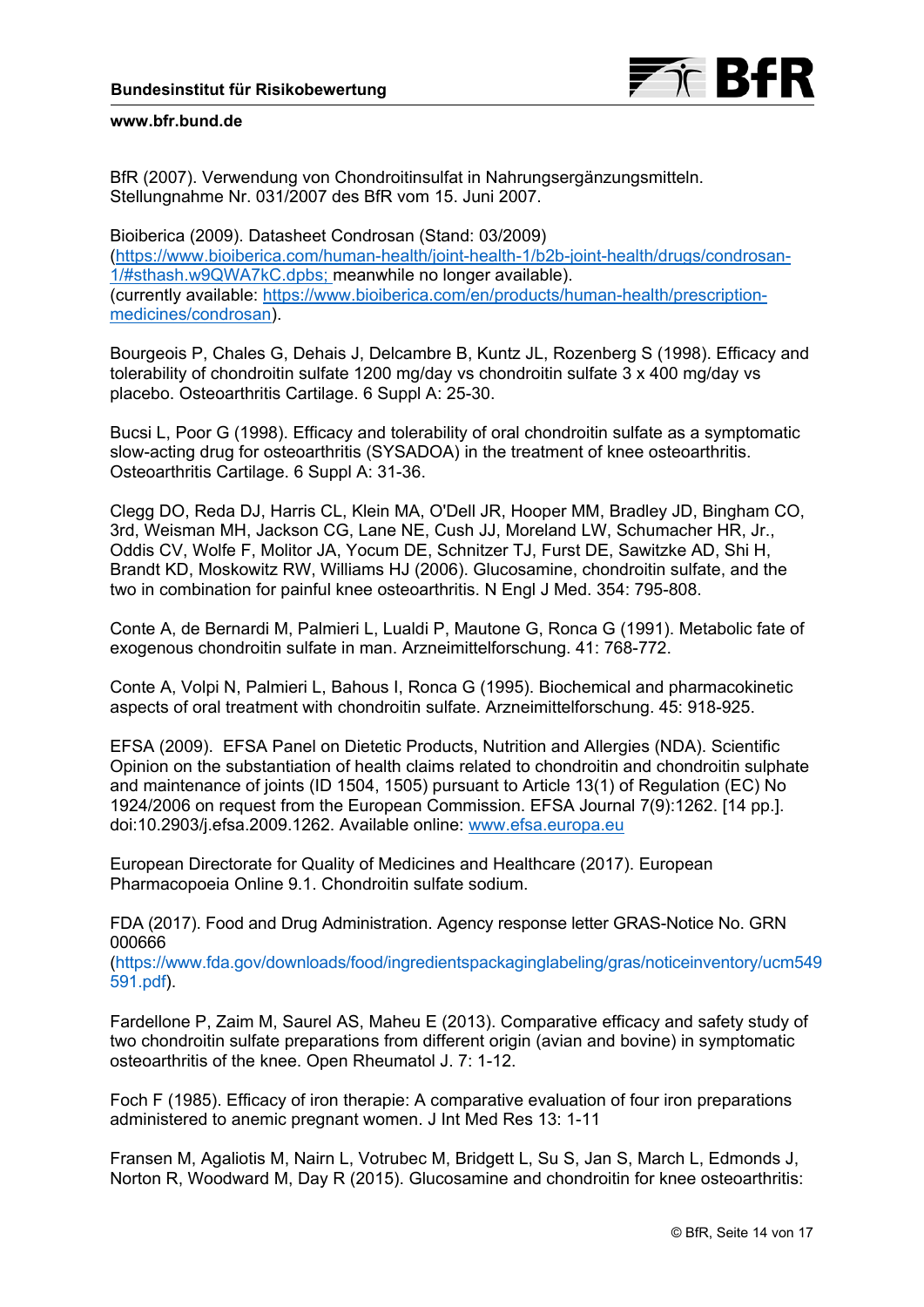BfR (2007). Verwendung von Chondroitinsulfat in Nahrungsergänzungsmitteln. Stellungnahme Nr. 031/2007 des BfR vom 15. Juni 2007.

Bioiberica (2009). Datasheet Condrosan (Stand: 03/2009) (https://www.bioiberica.com/human-health/joint-health-1/b2b-joint-health/drugs/condrosan-1/#sthash.w9QWA7kC.dpbs; meanwhile no longer available). (currently available: https://www.bioiberica.com/en/products/human-health/prescription-medicines/condrosan).

Bourgeois P, Chales G, Dehais J, Delcambre B, Kuntz JL, Rozenberg S (1998). Efficacy and tolerability of chondroitin sulfate 1200 mg/day vs chondroitin sulfate 3 x 400 mg/day vs placebo. Osteoarthritis Cartilage. 6 Suppl A: 25-30.

Bucsi L, Poor G (1998). Efficacy and tolerability of oral chondroitin sulfate as a symptomatic slow-acting drug for osteoarthritis (SYSADOA) in the treatment of knee osteoarthritis. Osteoarthritis Cartilage. 6 Suppl A: 31-36.

Clegg DO, Reda DJ, Harris CL, Klein MA, O'Dell JR, Hooper MM, Bradley JD, Bingham CO, 3rd, Weisman MH, Jackson CG, Lane NE, Cush JJ, Moreland LW, Schumacher HR, Jr., Oddis CV, Wolfe F, Molitor JA, Yocum DE, Schnitzer TJ, Furst DE, Sawitzke AD, Shi H, Brandt KD, Moskowitz RW, Williams HJ (2006). Glucosamine, chondroitin sulfate, and the two in combination for painful knee osteoarthritis. N Engl J Med. 354: 795-808.

Conte A, de Bernardi M, Palmieri L, Lualdi P, Mautone G, Ronca G (1991). Metabolic fate of exogenous chondroitin sulfate in man. Arzneimittelforschung. 41: 768-772.

Conte A, Volpi N, Palmieri L, Bahous I, Ronca G (1995). Biochemical and pharmacokinetic aspects of oral treatment with chondroitin sulfate. Arzneimittelforschung. 45: 918-925.

EFSA (2009). EFSA Panel on Dietetic Products, Nutrition and Allergies (NDA). Scientific Opinion on the substantiation of health claims related to chondroitin and chondroitin sulphate and maintenance of joints (ID 1504, 1505) pursuant to Article 13(1) of Regulation (EC) No 1924/2006 on request from the European Commission. EFSA Journal 7(9):1262. [14 pp.]. doi:10.2903/j.efsa.2009.1262. Available online: www.efsa.europa.eu

European Directorate for Quality of Medicines and Healthcare (2017). European Pharmacopoeia Online 9.1. Chondroitin sulfate sodium.

FDA (2017). Food and Drug Administration. Agency response letter GRAS-Notice No. GRN 000666 (https://www.fda.gov/downloads/food/ingredientspackaginglabeling/gras/noticeinventory/ucm549591.pdf).

Fardellone P, Zaim M, Saurel AS, Maheu E (2013). Comparative efficacy and safety study of two chondroitin sulfate preparations from different origin (avian and bovine) in symptomatic osteoarthritis of the knee. Open Rheumatol J. 7: 1-12.

Foch F (1985). Efficacy of iron therapie: A comparative evaluation of four iron preparations administered to anemic pregnant women. J Int Med Res 13: 1-11

Fransen M, Agaliotis M, Nairn L, Votrubec M, Bridgett L, Su S, Jan S, March L, Edmonds J, Norton R, Woodward M, Day R (2015). Glucosamine and chondroitin for knee osteoarthritis: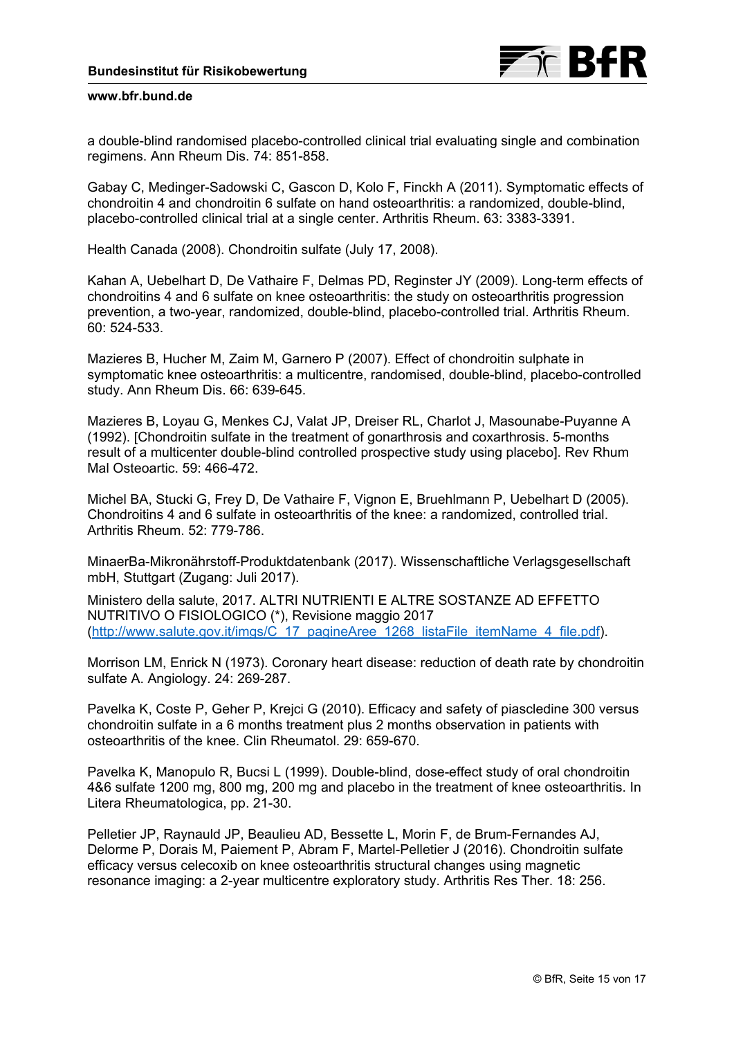a double-blind randomised placebo-controlled clinical trial evaluating single and combination regimens. Ann Rheum Dis. 74: 851-858.

Gabay C, Medinger-Sadowski C, Gascon D, Kolo F, Finckh A (2011). Symptomatic effects of chondroitin 4 and chondroitin 6 sulfate on hand osteoarthritis: a randomized, double-blind, placebo-controlled clinical trial at a single center. Arthritis Rheum. 63: 3383-3391.

Health Canada (2008). Chondroitin sulfate (July 17, 2008).

Kahan A, Uebelhart D, De Vathaire F, Delmas PD, Reginster JY (2009). Long-term effects of chondroitins 4 and 6 sulfate on knee osteoarthritis: the study on osteoarthritis progression prevention, a two-year, randomized, double-blind, placebo-controlled trial. Arthritis Rheum. 60: 524-533.

Mazieres B, Hucher M, Zaim M, Garnero P (2007). Effect of chondroitin sulphate in symptomatic knee osteoarthritis: a multicentre, randomised, double-blind, placebo-controlled study. Ann Rheum Dis. 66: 639-645.

Mazieres B, Loyau G, Menkes CJ, Valat JP, Dreiser RL, Charlot J, Masounabe-Puyanne A (1992). [Chondroitin sulfate in the treatment of gonarthrosis and coxarthrosis. 5-months result of a multicenter double-blind controlled prospective study using placebo]. Rev Rhum Mal Osteoartic. 59: 466-472.

Michel BA, Stucki G, Frey D, De Vathaire F, Vignon E, Bruehlmann P, Uebelhart D (2005). Chondroitins 4 and 6 sulfate in osteoarthritis of the knee: a randomized, controlled trial. Arthritis Rheum. 52: 779-786.

MinaerBa-Mikronährstoff-Produktdatenbank (2017). Wissenschaftliche Verlagsgesellschaft mbH, Stuttgart (Zugang: Juli 2017).

Ministero della salute, 2017. ALTRI NUTRIENTI E ALTRE SOSTANZE AD EFFETTO NUTRITIVO O FISIOLOGICO (*), Revisione maggio 2017 (http://www.salute.gov.it/imgs/C_17_pagineAree_1268_listaFile_itemName_4_file.pdf).

Morrison LM, Enrick N (1973). Coronary heart disease: reduction of death rate by chondroitin sulfate A. Angiology. 24: 269-287.

Pavelka K, Coste P, Geher P, Krejci G (2010). Efficacy and safety of piascledine 300 versus chondroitin sulfate in a 6 months treatment plus 2 months observation in patients with osteoarthritis of the knee. Clin Rheumatol. 29: 659-670.

Pavelka K, Manopulo R, Bucsi L (1999). Double-blind, dose-effect study of oral chondroitin 4&6 sulfate 1200 mg, 800 mg, 200 mg and placebo in the treatment of knee osteoarthritis. In Litera Rheumatologica, pp. 21-30.

Pelletier JP, Raynauld JP, Beaulieu AD, Bessette L, Morin F, de Brum-Fernandes AJ, Delorme P, Dorais M, Paiement P, Abram F, Martel-Pelletier J (2016). Chondroitin sulfate efficacy versus celecoxib on knee osteoarthritis structural changes using magnetic resonance imaging: a 2-year multicentre exploratory study. Arthritis Res Ther. 18: 256.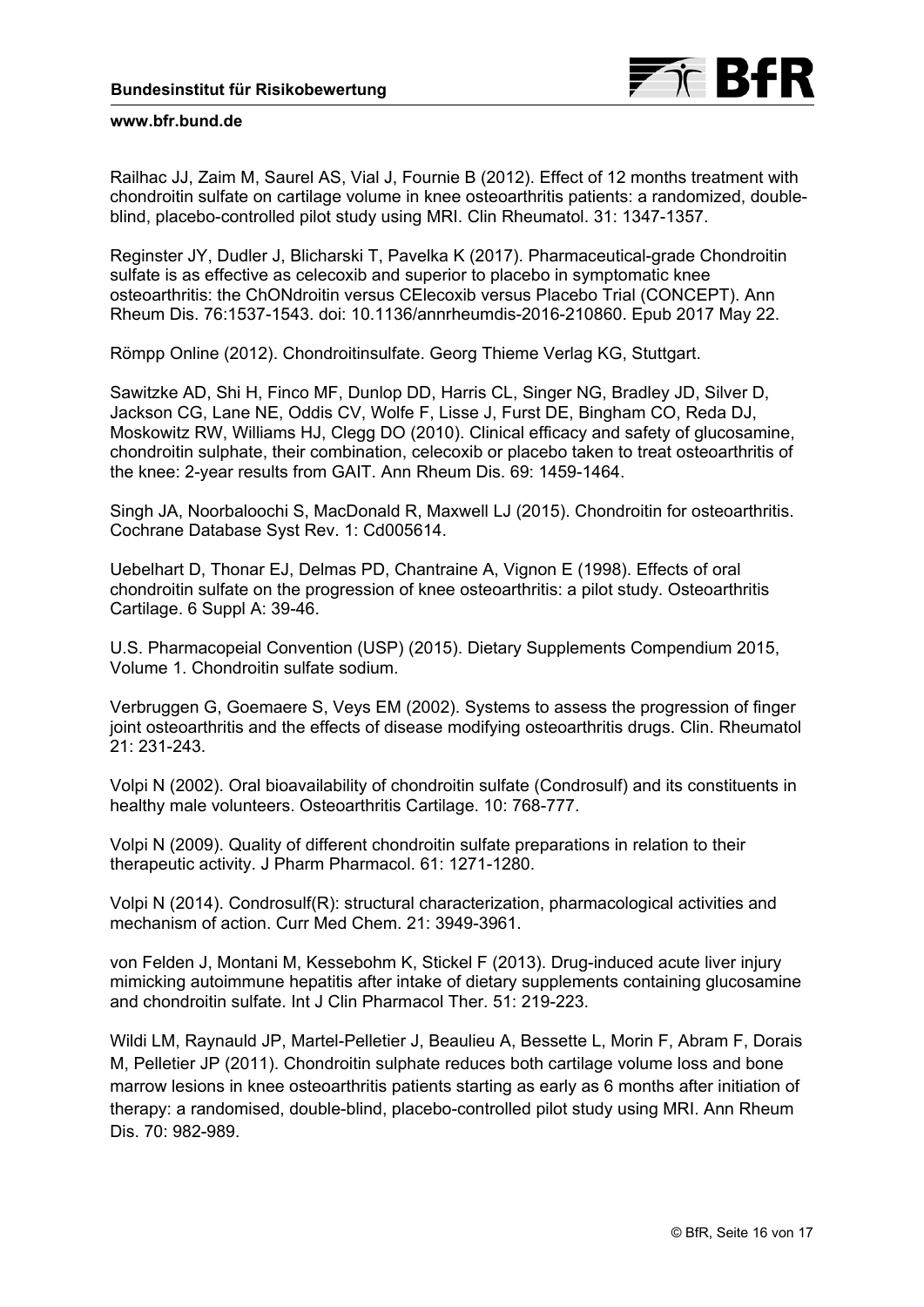Railhac JJ, Zaim M, Saurel AS, Vial J, Fournie B (2012). Effect of 12 months treatment with chondroitin sulfate on cartilage volume in knee osteoarthritis patients: a randomized, double-blind, placebo-controlled pilot study using MRI. Clin Rheumatol. 31: 1347-1357.

Reginster JY, Dudler J, Blicharski T, Pavelka K (2017). Pharmaceutical-grade Chondroitin sulfate is as effective as celecoxib and superior to placebo in symptomatic knee osteoarthritis: the ChONdroitin versus CElecoxib versus Placebo Trial (CONCEPT). Ann Rheum Dis. 76:1537-1543. doi: 10.1136/annrheumdis-2016-210860. Epub 2017 May 22.

Römpp Online (2012). Chondroitinsulfate. Georg Thieme Verlag KG, Stuttgart.

Sawitzke AD, Shi H, Finco MF, Dunlop DD, Harris CL, Singer NG, Bradley JD, Silver D, Jackson CG, Lane NE, Oddis CV, Wolfe F, Lisse J, Furst DE, Bingham CO, Reda DJ, Moskowitz RW, Williams HJ, Clegg DO (2010). Clinical efficacy and safety of glucosamine, chondroitin sulphate, their combination, celecoxib or placebo taken to treat osteoarthritis of the knee: 2-year results from GAIT. Ann Rheum Dis. 69: 1459-1464.

Singh JA, Noorbaloochi S, MacDonald R, Maxwell LJ (2015). Chondroitin for osteoarthritis. Cochrane Database Syst Rev. 1: Cd005614.

Uebelhart D, Thonar EJ, Delmas PD, Chantraine A, Vignon E (1998). Effects of oral chondroitin sulfate on the progression of knee osteoarthritis: a pilot study. Osteoarthritis Cartilage. 6 Suppl A: 39-46.

U.S. Pharmacopeial Convention (USP) (2015). Dietary Supplements Compendium 2015, Volume 1. Chondroitin sulfate sodium.

Verbruggen G, Goemaere S, Veys EM (2002). Systems to assess the progression of finger joint osteoarthritis and the effects of disease modifying osteoarthritis drugs. Clin. Rheumatol 21: 231-243.

Volpi N (2002). Oral bioavailability of chondroitin sulfate (Condrosulf) and its constituents in healthy male volunteers. Osteoarthritis Cartilage. 10: 768-777.

Volpi N (2009). Quality of different chondroitin sulfate preparations in relation to their therapeutic activity. J Pharm Pharmacol. 61: 1271-1280.

Volpi N (2014). Condrosulf(R): structural characterization, pharmacological activities and mechanism of action. Curr Med Chem. 21: 3949-3961.

von Felden J, Montani M, Kessebohm K, Stickel F (2013). Drug-induced acute liver injury mimicking autoimmune hepatitis after intake of dietary supplements containing glucosamine and chondroitin sulfate. Int J Clin Pharmacol Ther. 51: 219-223.

Wildi LM, Raynauld JP, Martel-Pelletier J, Beaulieu A, Bessette L, Morin F, Abram F, Dorais M, Pelletier JP (2011). Chondroitin sulphate reduces both cartilage volume loss and bone marrow lesions in knee osteoarthritis patients starting as early as 6 months after initiation of therapy: a randomised, double-blind, placebo-controlled pilot study using MRI. Ann Rheum Dis. 70: 982-989.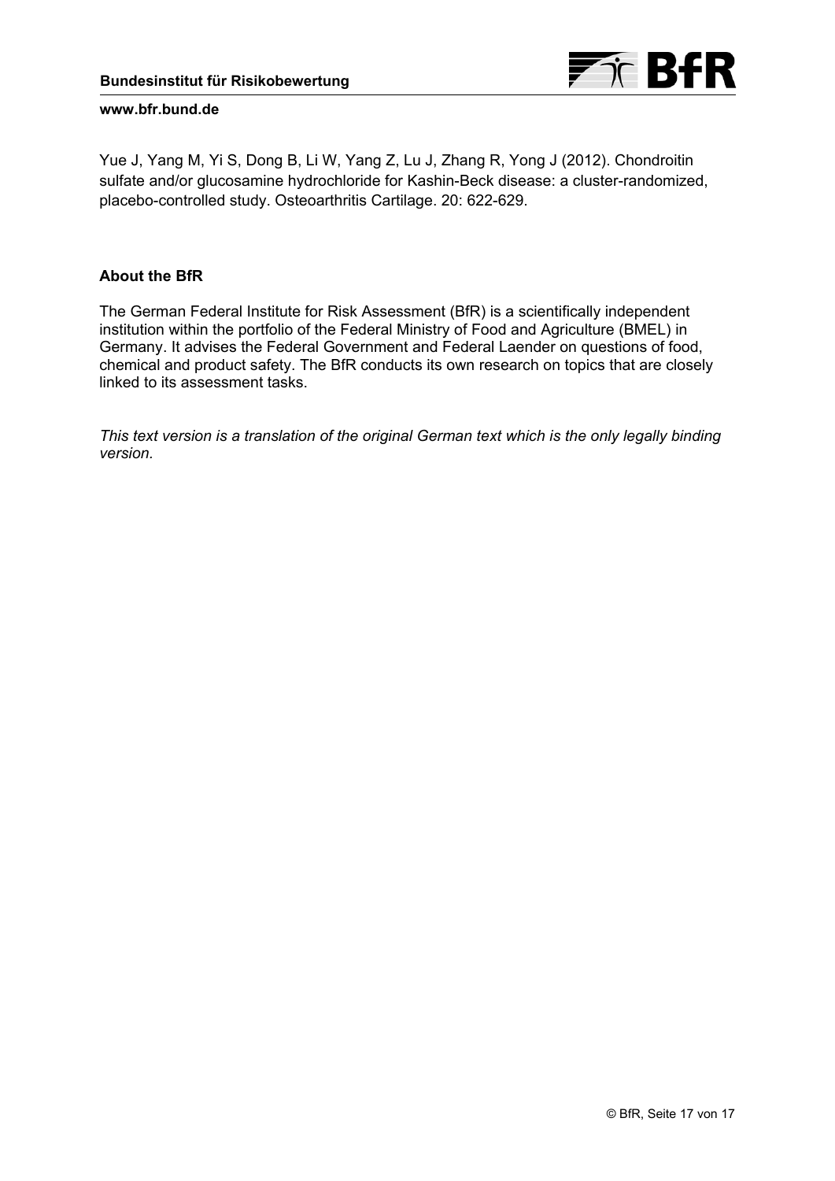Yue J, Yang M, Yi S, Dong B, Li W, Yang Z, Lu J, Zhang R, Yong J (2012). Chondroitin sulfate and/or glucosamine hydrochloride for Kashin-Beck disease: a cluster-randomized, placebo-controlled study. Osteoarthritis Cartilage. 20: 622-629.

**About the BfR**

The German Federal Institute for Risk Assessment (BfR) is a scientifically independent institution within the portfolio of the Federal Ministry of Food and Agriculture (BMEL) in Germany. It advises the Federal Government and Federal Laender on questions of food, chemical and product safety. The BfR conducts its own research on topics that are closely linked to its assessment tasks.

*This text version is a translation of the original German text which is the only legally binding version.*